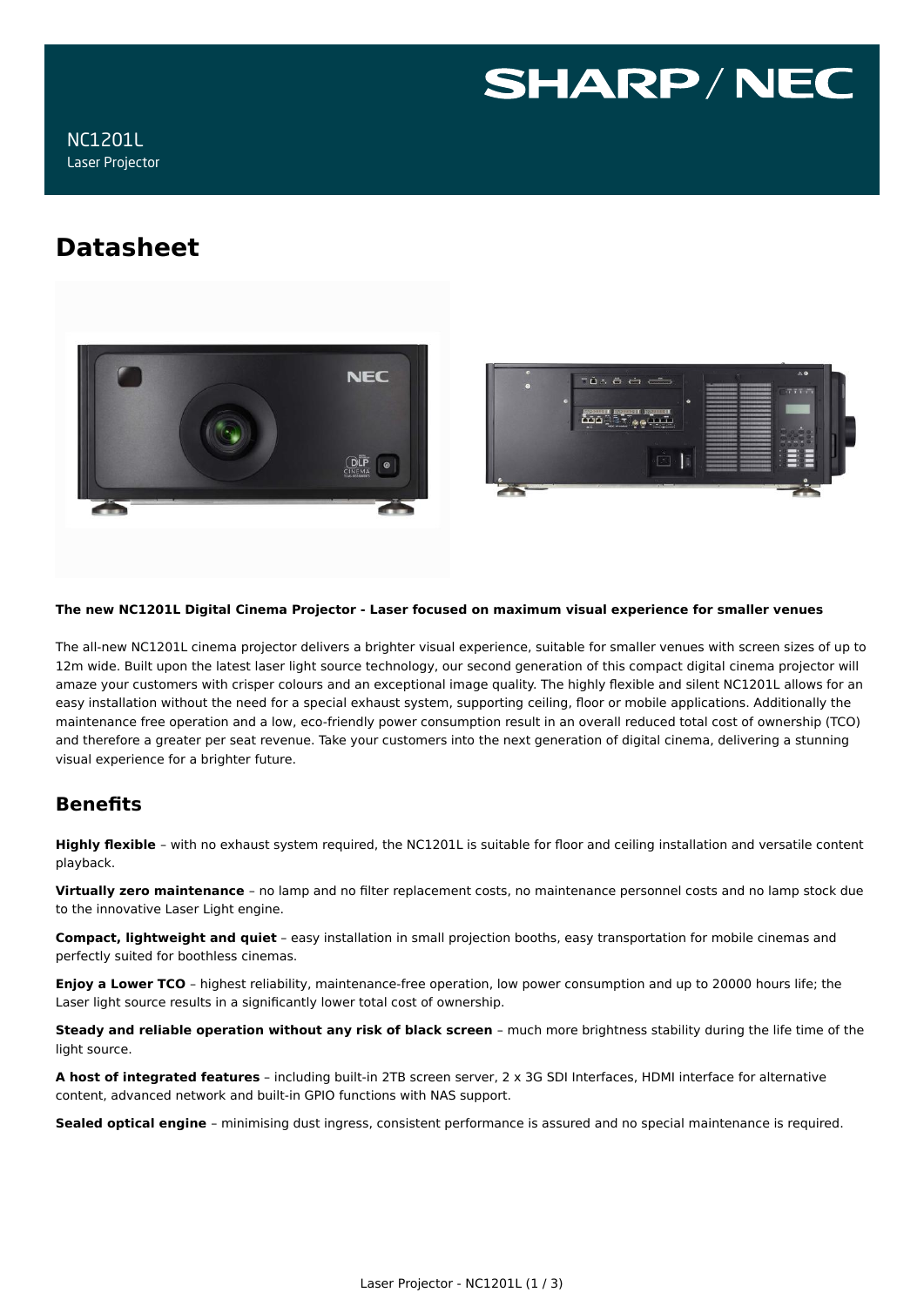SHARP / NEC

NC1201L
Laser Projector

# Datasheet

**The new NC1201L Digital Cinema Projector - Laser focused on maximum visual experience for smaller venues**

The all-new NC1201L cinema projector delivers a brighter visual experience, suitable for smaller venues with screen sizes of up to 12m wide. Built upon the latest laser light source technology, our second generation of this compact digital cinema projector will amaze your customers with crisper colours and an exceptional image quality. The highly flexible and silent NC1201L allows for an easy installation without the need for a special exhaust system, supporting ceiling, floor or mobile applications. Additionally the maintenance free operation and a low, eco-friendly power consumption result in an overall reduced total cost of ownership (TCO) and therefore a greater per seat revenue. Take your customers into the next generation of digital cinema, delivering a stunning visual experience for a brighter future.

## Benefits

**Highly flexible** – with no exhaust system required, the NC1201L is suitable for floor and ceiling installation and versatile content playback.

**Virtually zero maintenance** – no lamp and no filter replacement costs, no maintenance personnel costs and no lamp stock due to the innovative Laser Light engine.

**Compact, lightweight and quiet** – easy installation in small projection booths, easy transportation for mobile cinemas and perfectly suited for boothless cinemas.

**Enjoy a Lower TCO** – highest reliability, maintenance-free operation, low power consumption and up to 20000 hours life; the Laser light source results in a significantly lower total cost of ownership.

**Steady and reliable operation without any risk of black screen** – much more brightness stability during the life time of the light source.

**A host of integrated features** – including built-in 2TB screen server, 2 x 3G SDI Interfaces, HDMI interface for alternative content, advanced network and built-in GPIO functions with NAS support.

**Sealed optical engine** – minimising dust ingress, consistent performance is assured and no special maintenance is required.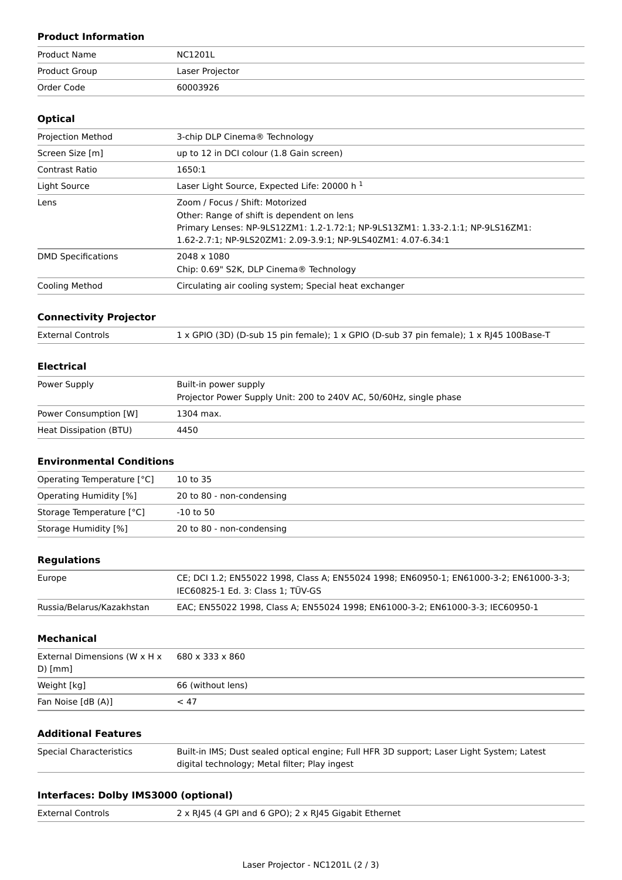## Product Information

| | |
|---|---|
| Product Name | NC1201L |
| Product Group | Laser Projector |
| Order Code | 60003926 |

## Optical

| | |
|---|---|
| Projection Method | 3-chip DLP Cinema® Technology |
| Screen Size [m] | up to 12 in DCI colour (1.8 Gain screen) |
| Contrast Ratio | 1650:1 |
| Light Source | Laser Light Source, Expected Life: 20000 h [1] |
| Lens | Zoom / Focus / Shift: Motorized<br>Other: Range of shift is dependent on lens<br>Primary Lenses: NP-9LS12ZM1: 1.2-1.72:1; NP-9LS13ZM1: 1.33-2.1:1; NP-9LS16ZM1: 1.62-2.7:1; NP-9LS20ZM1: 2.09-3.9:1; NP-9LS40ZM1: 4.07-6.34:1 |
| DMD Specifications | 2048 x 1080<br>Chip: 0.69" S2K, DLP Cinema® Technology |
| Cooling Method | Circulating air cooling system; Special heat exchanger |

## Connectivity Projector

| | |
|---|---|
| External Controls | 1 x GPIO (3D) (D-sub 15 pin female); 1 x GPIO (D-sub 37 pin female); 1 x RJ45 100Base-T |

## Electrical

| | |
|---|---|
| Power Supply | Built-in power supply<br>Projector Power Supply Unit: 200 to 240V AC, 50/60Hz, single phase |
| Power Consumption [W] | 1304 max. |
| Heat Dissipation (BTU) | 4450 |

## Environmental Conditions

| | |
|---|---|
| Operating Temperature [°C] | 10 to 35 |
| Operating Humidity [%] | 20 to 80 - non-condensing |
| Storage Temperature [°C] | -10 to 50 |
| Storage Humidity [%] | 20 to 80 - non-condensing |

## Regulations

| | |
|---|---|
| Europe | CE; DCI 1.2; EN55022 1998, Class A; EN55024 1998; EN60950-1; EN61000-3-2; EN61000-3-3; IEC60825-1 Ed. 3: Class 1; TÜV-GS |
| Russia/Belarus/Kazakhstan | EAC; EN55022 1998, Class A; EN55024 1998; EN61000-3-2; EN61000-3-3; IEC60950-1 |

## Mechanical

| | |
|---|---|
| External Dimensions (W x H x D) [mm] | 680 x 333 x 860 |
| Weight [kg] | 66 (without lens) |
| Fan Noise [dB (A)] | < 47 |

## Additional Features

| | |
|---|---|
| Special Characteristics | Built-in IMS; Dust sealed optical engine; Full HFR 3D support; Laser Light System; Latest digital technology; Metal filter; Play ingest |

## Interfaces: Dolby IMS3000 (optional)

| | |
|---|---|
| External Controls | 2 x RJ45 (4 GPI and 6 GPO); 2 x RJ45 Gigabit Ethernet |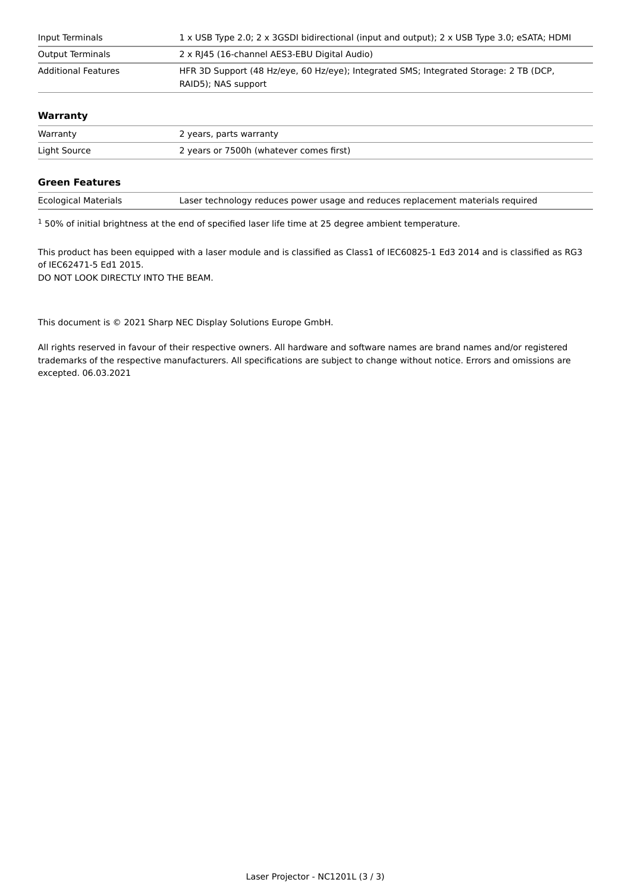| | |
|---|---|
| Input Terminals | 1 x USB Type 2.0; 2 x 3GSDI bidirectional (input and output); 2 x USB Type 3.0; eSATA; HDMI |
| Output Terminals | 2 x RJ45 (16-channel AES3-EBU Digital Audio) |
| Additional Features | HFR 3D Support (48 Hz/eye, 60 Hz/eye); Integrated SMS; Integrated Storage: 2 TB (DCP, RAID5); NAS support |

### Warranty

| | |
|---|---|
| Warranty | 2 years, parts warranty |
| Light Source | 2 years or 7500h (whatever comes first) |

### Green Features

| | |
|---|---|
| Ecological Materials | Laser technology reduces power usage and reduces replacement materials required |

[1] 50% of initial brightness at the end of specified laser life time at 25 degree ambient temperature.

This product has been equipped with a laser module and is classified as Class1 of IEC60825-1 Ed3 2014 and is classified as RG3 of IEC62471-5 Ed1 2015.
DO NOT LOOK DIRECTLY INTO THE BEAM.

This document is © 2021 Sharp NEC Display Solutions Europe GmbH.

All rights reserved in favour of their respective owners. All hardware and software names are brand names and/or registered trademarks of the respective manufacturers. All specifications are subject to change without notice. Errors and omissions are excepted. 06.03.2021